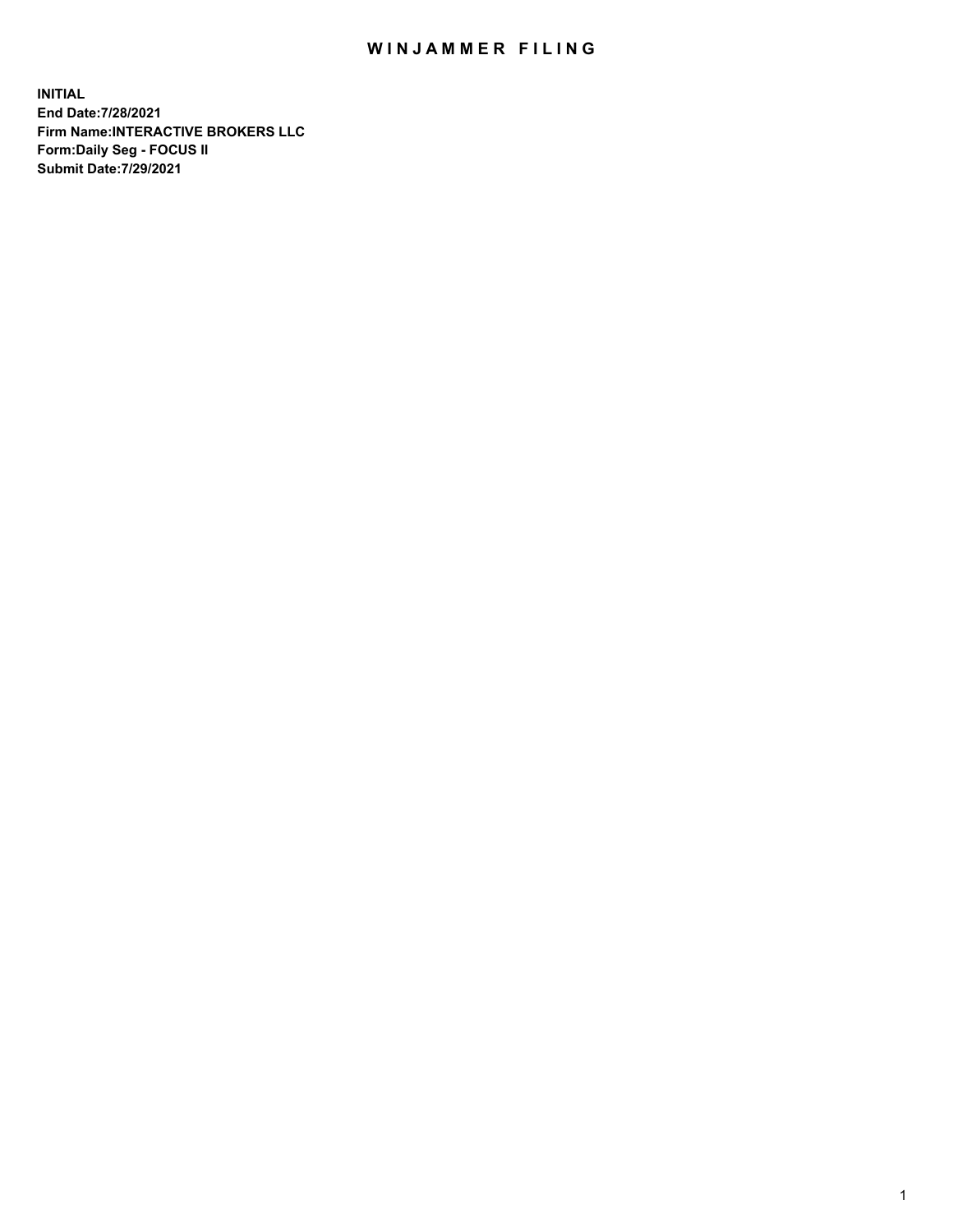# WINJAMMER FILING

**INITIAL**
**End Date:7/28/2021**
**Firm Name:INTERACTIVE BROKERS LLC**
**Form:Daily Seg - FOCUS II**
**Submit Date:7/29/2021**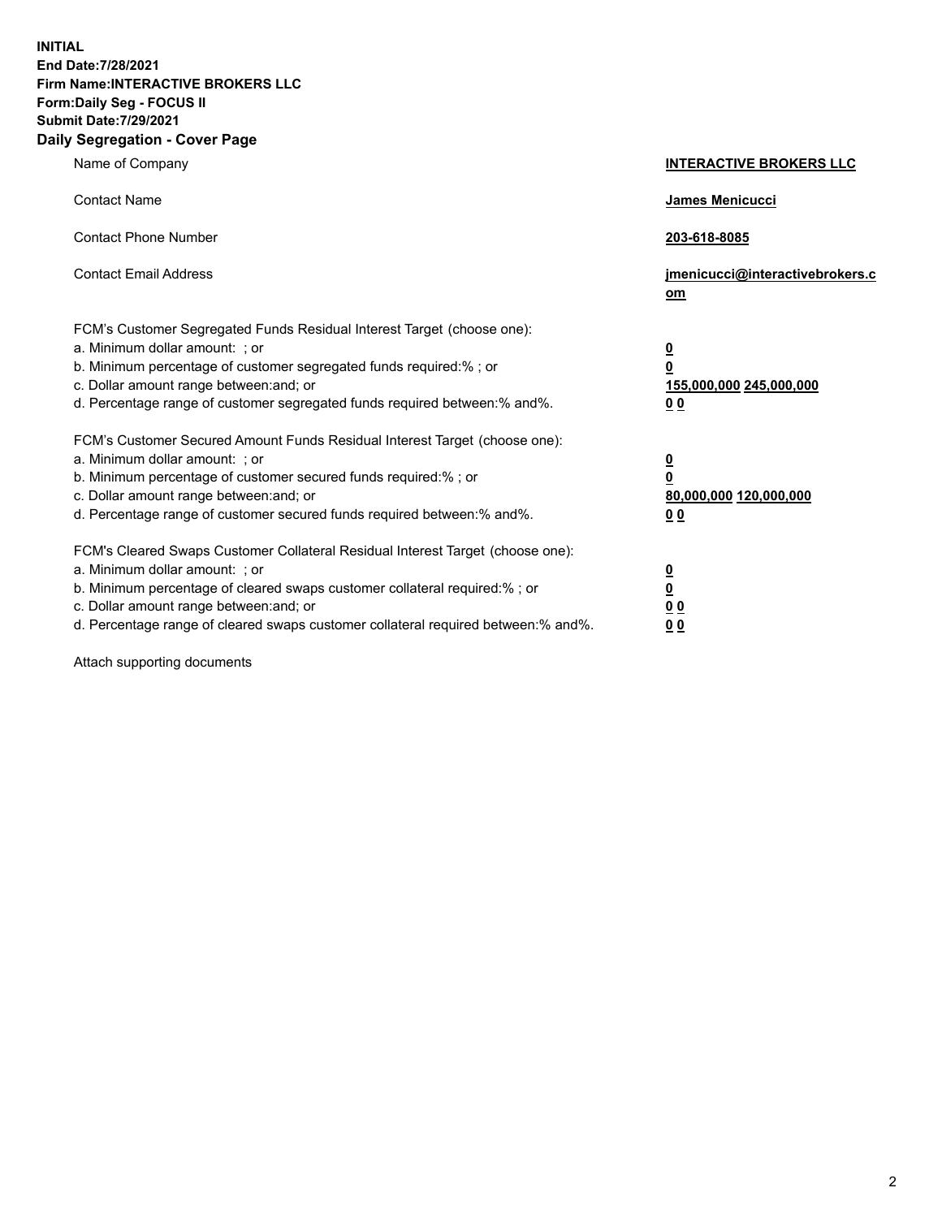**INITIAL**
**End Date:7/28/2021**
**Firm Name:INTERACTIVE BROKERS LLC**
**Form:Daily Seg - FOCUS II**
**Submit Date:7/29/2021**

## Daily Segregation - Cover Page

| | |
|---|---|
| Name of Company | **INTERACTIVE BROKERS LLC** |
| Contact Name | **James Menicucci** |
| Contact Phone Number | **203-618-8085** |
| Contact Email Address | **jmenicucci@interactivebrokers.com** |
| FCM's Customer Segregated Funds Residual Interest Target (choose one): | |
| a. Minimum dollar amount: ; or | **0** |
| b. Minimum percentage of customer segregated funds required:% ; or | **0** |
| c. Dollar amount range between:and; or | **155,000,000 245,000,000** |
| d. Percentage range of customer segregated funds required between:% and%. | **0 0** |
| FCM's Customer Secured Amount Funds Residual Interest Target (choose one): | |
| a. Minimum dollar amount: ; or | **0** |
| b. Minimum percentage of customer secured funds required:% ; or | **0** |
| c. Dollar amount range between:and; or | **80,000,000 120,000,000** |
| d. Percentage range of customer secured funds required between:% and%. | **0 0** |
| FCM's Cleared Swaps Customer Collateral Residual Interest Target (choose one): | |
| a. Minimum dollar amount: ; or | **0** |
| b. Minimum percentage of cleared swaps customer collateral required:% ; or | **0** |
| c. Dollar amount range between:and; or | **0 0** |
| d. Percentage range of cleared swaps customer collateral required between:% and%. | **0 0** |

Attach supporting documents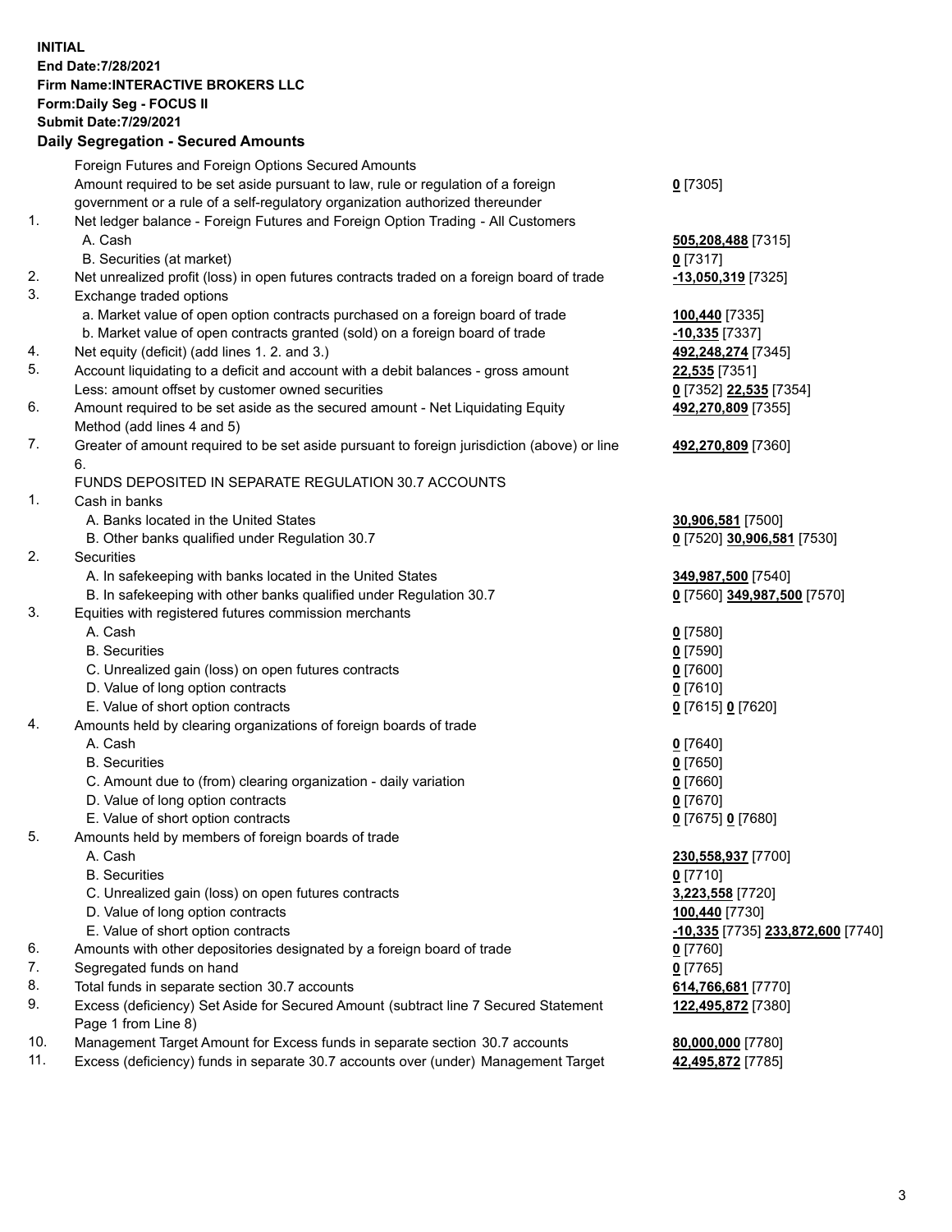**INITIAL**
**End Date:7/28/2021**
**Firm Name:INTERACTIVE BROKERS LLC**
**Form:Daily Seg - FOCUS II**
**Submit Date:7/29/2021**

## Daily Segregation - Secured Amounts

| | | |
|---|---|---|
| | Foreign Futures and Foreign Options Secured Amounts | |
| | Amount required to be set aside pursuant to law, rule or regulation of a foreign government or a rule of a self-regulatory organization authorized thereunder | **0** [7305] |
| 1. | Net ledger balance - Foreign Futures and Foreign Option Trading - All Customers | |
| | A. Cash | **505,208,488** [7315] |
| | B. Securities (at market) | **0** [7317] |
| 2. | Net unrealized profit (loss) in open futures contracts traded on a foreign board of trade | **-13,050,319** [7325] |
| 3. | Exchange traded options | |
| | a. Market value of open option contracts purchased on a foreign board of trade | **100,440** [7335] |
| | b. Market value of open contracts granted (sold) on a foreign board of trade | **-10,335** [7337] |
| 4. | Net equity (deficit) (add lines 1. 2. and 3.) | **492,248,274** [7345] |
| 5. | Account liquidating to a deficit and account with a debit balances - gross amount | **22,535** [7351] |
| | Less: amount offset by customer owned securities | **0** [7352] **22,535** [7354] |
| 6. | Amount required to be set aside as the secured amount - Net Liquidating Equity Method (add lines 4 and 5) | **492,270,809** [7355] |
| 7. | Greater of amount required to be set aside pursuant to foreign jurisdiction (above) or line 6. | **492,270,809** [7360] |
| | FUNDS DEPOSITED IN SEPARATE REGULATION 30.7 ACCOUNTS | |
| 1. | Cash in banks | |
| | A. Banks located in the United States | **30,906,581** [7500] |
| | B. Other banks qualified under Regulation 30.7 | **0** [7520] **30,906,581** [7530] |
| 2. | Securities | |
| | A. In safekeeping with banks located in the United States | **349,987,500** [7540] |
| | B. In safekeeping with other banks qualified under Regulation 30.7 | **0** [7560] **349,987,500** [7570] |
| 3. | Equities with registered futures commission merchants | |
| | A. Cash | **0** [7580] |
| | B. Securities | **0** [7590] |
| | C. Unrealized gain (loss) on open futures contracts | **0** [7600] |
| | D. Value of long option contracts | **0** [7610] |
| | E. Value of short option contracts | **0** [7615] **0** [7620] |
| 4. | Amounts held by clearing organizations of foreign boards of trade | |
| | A. Cash | **0** [7640] |
| | B. Securities | **0** [7650] |
| | C. Amount due to (from) clearing organization - daily variation | **0** [7660] |
| | D. Value of long option contracts | **0** [7670] |
| | E. Value of short option contracts | **0** [7675] **0** [7680] |
| 5. | Amounts held by members of foreign boards of trade | |
| | A. Cash | **230,558,937** [7700] |
| | B. Securities | **0** [7710] |
| | C. Unrealized gain (loss) on open futures contracts | **3,223,558** [7720] |
| | D. Value of long option contracts | **100,440** [7730] |
| | E. Value of short option contracts | **-10,335** [7735] **233,872,600** [7740] |
| 6. | Amounts with other depositories designated by a foreign board of trade | **0** [7760] |
| 7. | Segregated funds on hand | **0** [7765] |
| 8. | Total funds in separate section 30.7 accounts | **614,766,681** [7770] |
| 9. | Excess (deficiency) Set Aside for Secured Amount (subtract line 7 Secured Statement Page 1 from Line 8) | **122,495,872** [7380] |
| 10. | Management Target Amount for Excess funds in separate section 30.7 accounts | **80,000,000** [7780] |
| 11. | Excess (deficiency) funds in separate 30.7 accounts over (under) Management Target | **42,495,872** [7785] |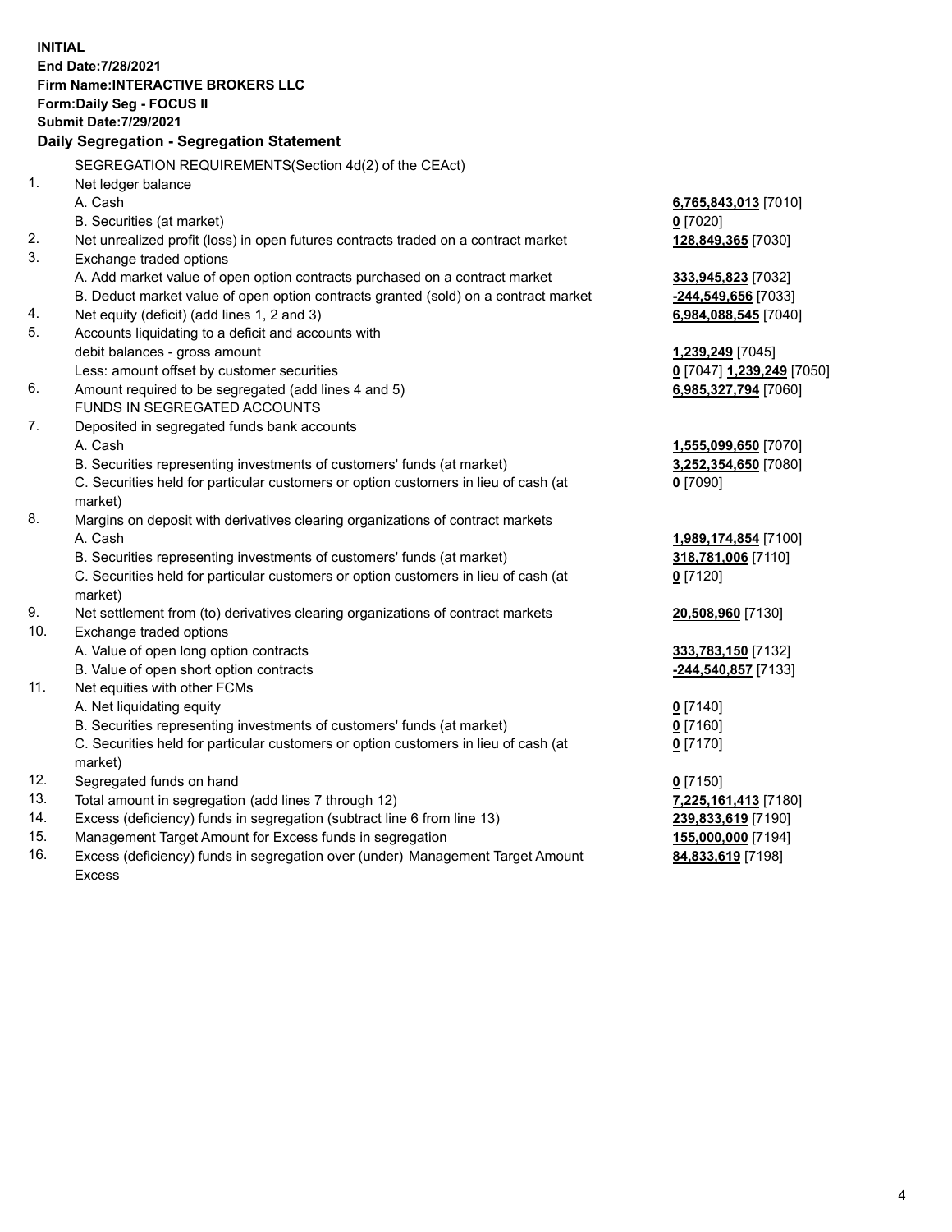**INITIAL**
**End Date:7/28/2021**
**Firm Name:INTERACTIVE BROKERS LLC**
**Form:Daily Seg - FOCUS II**
**Submit Date:7/29/2021**

## Daily Segregation - Segregation Statement

| | | |
|---|---|---|
| | SEGREGATION REQUIREMENTS(Section 4d(2) of the CEAct) | |
| 1. | Net ledger balance | |
| | A. Cash | **6,765,843,013** [7010] |
| | B. Securities (at market) | **0** [7020] |
| 2. | Net unrealized profit (loss) in open futures contracts traded on a contract market | **128,849,365** [7030] |
| 3. | Exchange traded options | |
| | A. Add market value of open option contracts purchased on a contract market | **333,945,823** [7032] |
| | B. Deduct market value of open option contracts granted (sold) on a contract market | **-244,549,656** [7033] |
| 4. | Net equity (deficit) (add lines 1, 2 and 3) | **6,984,088,545** [7040] |
| 5. | Accounts liquidating to a deficit and accounts with | |
| | debit balances - gross amount | **1,239,249** [7045] |
| | Less: amount offset by customer securities | **0** [7047] **1,239,249** [7050] |
| 6. | Amount required to be segregated (add lines 4 and 5) | **6,985,327,794** [7060] |
| | FUNDS IN SEGREGATED ACCOUNTS | |
| 7. | Deposited in segregated funds bank accounts | |
| | A. Cash | **1,555,099,650** [7070] |
| | B. Securities representing investments of customers' funds (at market) | **3,252,354,650** [7080] |
| | C. Securities held for particular customers or option customers in lieu of cash (at market) | **0** [7090] |
| 8. | Margins on deposit with derivatives clearing organizations of contract markets | |
| | A. Cash | **1,989,174,854** [7100] |
| | B. Securities representing investments of customers' funds (at market) | **318,781,006** [7110] |
| | C. Securities held for particular customers or option customers in lieu of cash (at market) | **0** [7120] |
| 9. | Net settlement from (to) derivatives clearing organizations of contract markets | **20,508,960** [7130] |
| 10. | Exchange traded options | |
| | A. Value of open long option contracts | **333,783,150** [7132] |
| | B. Value of open short option contracts | **-244,540,857** [7133] |
| 11. | Net equities with other FCMs | |
| | A. Net liquidating equity | **0** [7140] |
| | B. Securities representing investments of customers' funds (at market) | **0** [7160] |
| | C. Securities held for particular customers or option customers in lieu of cash (at market) | **0** [7170] |
| 12. | Segregated funds on hand | **0** [7150] |
| 13. | Total amount in segregation (add lines 7 through 12) | **7,225,161,413** [7180] |
| 14. | Excess (deficiency) funds in segregation (subtract line 6 from line 13) | **239,833,619** [7190] |
| 15. | Management Target Amount for Excess funds in segregation | **155,000,000** [7194] |
| 16. | Excess (deficiency) funds in segregation over (under) Management Target Amount Excess | **84,833,619** [7198] |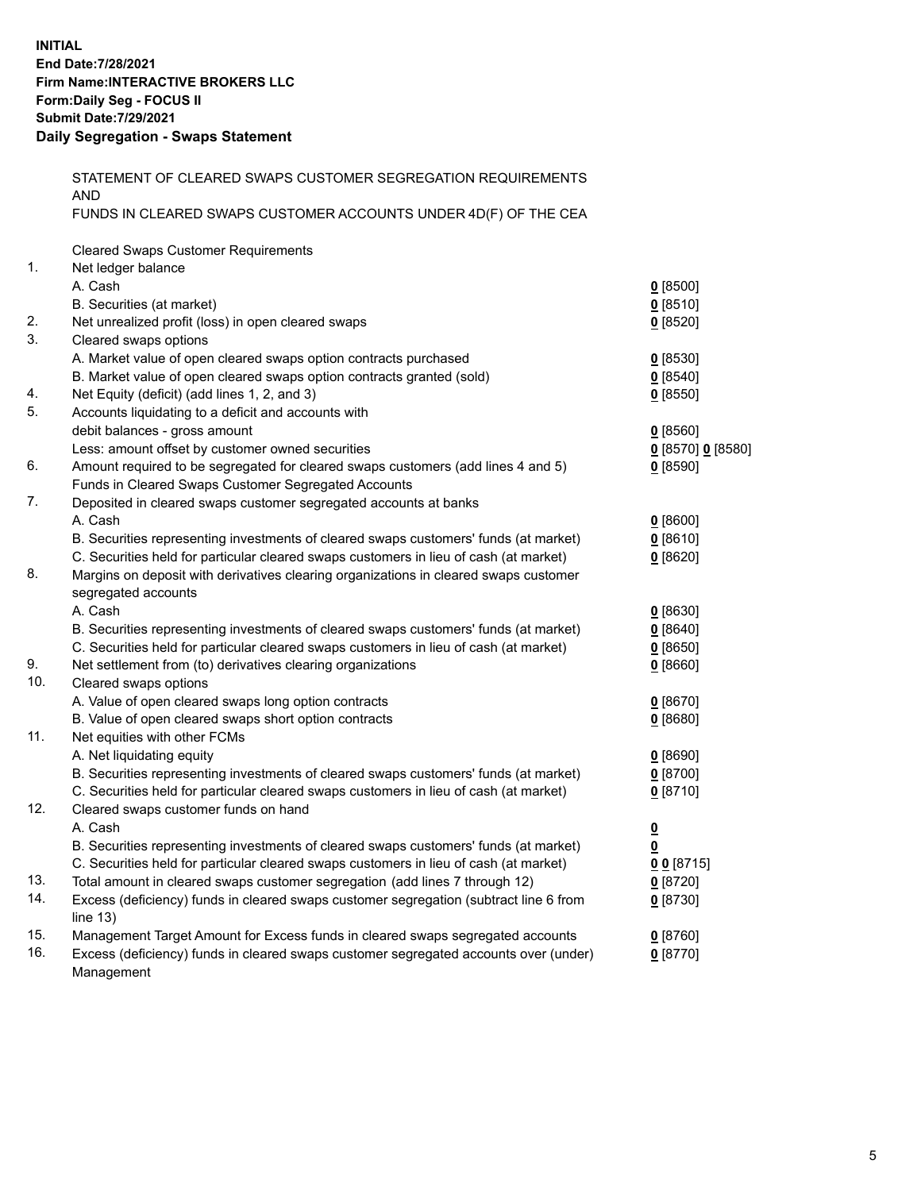**INITIAL**
**End Date:7/28/2021**
**Firm Name:INTERACTIVE BROKERS LLC**
**Form:Daily Seg - FOCUS II**
**Submit Date:7/29/2021**
**Daily Segregation - Swaps Statement**

STATEMENT OF CLEARED SWAPS CUSTOMER SEGREGATION REQUIREMENTS AND FUNDS IN CLEARED SWAPS CUSTOMER ACCOUNTS UNDER 4D(F) OF THE CEA

| | | |
|---|---|---|
| | Cleared Swaps Customer Requirements | |
| 1. | Net ledger balance | |
| | A. Cash | 0 [8500] |
| | B. Securities (at market) | 0 [8510] |
| 2. | Net unrealized profit (loss) in open cleared swaps | 0 [8520] |
| 3. | Cleared swaps options | |
| | A. Market value of open cleared swaps option contracts purchased | 0 [8530] |
| | B. Market value of open cleared swaps option contracts granted (sold) | 0 [8540] |
| 4. | Net Equity (deficit) (add lines 1, 2, and 3) | 0 [8550] |
| 5. | Accounts liquidating to a deficit and accounts with debit balances - gross amount | 0 [8560] |
| | Less: amount offset by customer owned securities | 0 [8570] 0 [8580] |
| 6. | Amount required to be segregated for cleared swaps customers (add lines 4 and 5) | 0 [8590] |
| | Funds in Cleared Swaps Customer Segregated Accounts | |
| 7. | Deposited in cleared swaps customer segregated accounts at banks | |
| | A. Cash | 0 [8600] |
| | B. Securities representing investments of cleared swaps customers' funds (at market) | 0 [8610] |
| | C. Securities held for particular cleared swaps customers in lieu of cash (at market) | 0 [8620] |
| 8. | Margins on deposit with derivatives clearing organizations in cleared swaps customer segregated accounts | |
| | A. Cash | 0 [8630] |
| | B. Securities representing investments of cleared swaps customers' funds (at market) | 0 [8640] |
| | C. Securities held for particular cleared swaps customers in lieu of cash (at market) | 0 [8650] |
| 9. | Net settlement from (to) derivatives clearing organizations | 0 [8660] |
| 10. | Cleared swaps options | |
| | A. Value of open cleared swaps long option contracts | 0 [8670] |
| | B. Value of open cleared swaps short option contracts | 0 [8680] |
| 11. | Net equities with other FCMs | |
| | A. Net liquidating equity | 0 [8690] |
| | B. Securities representing investments of cleared swaps customers' funds (at market) | 0 [8700] |
| | C. Securities held for particular cleared swaps customers in lieu of cash (at market) | 0 [8710] |
| 12. | Cleared swaps customer funds on hand | |
| | A. Cash | 0 |
| | B. Securities representing investments of cleared swaps customers' funds (at market) | 0 |
| | C. Securities held for particular cleared swaps customers in lieu of cash (at market) | 0 0 [8715] |
| 13. | Total amount in cleared swaps customer segregation (add lines 7 through 12) | 0 [8720] |
| 14. | Excess (deficiency) funds in cleared swaps customer segregation (subtract line 6 from line 13) | 0 [8730] |
| 15. | Management Target Amount for Excess funds in cleared swaps segregated accounts | 0 [8760] |
| 16. | Excess (deficiency) funds in cleared swaps customer segregated accounts over (under) Management | 0 [8770] |